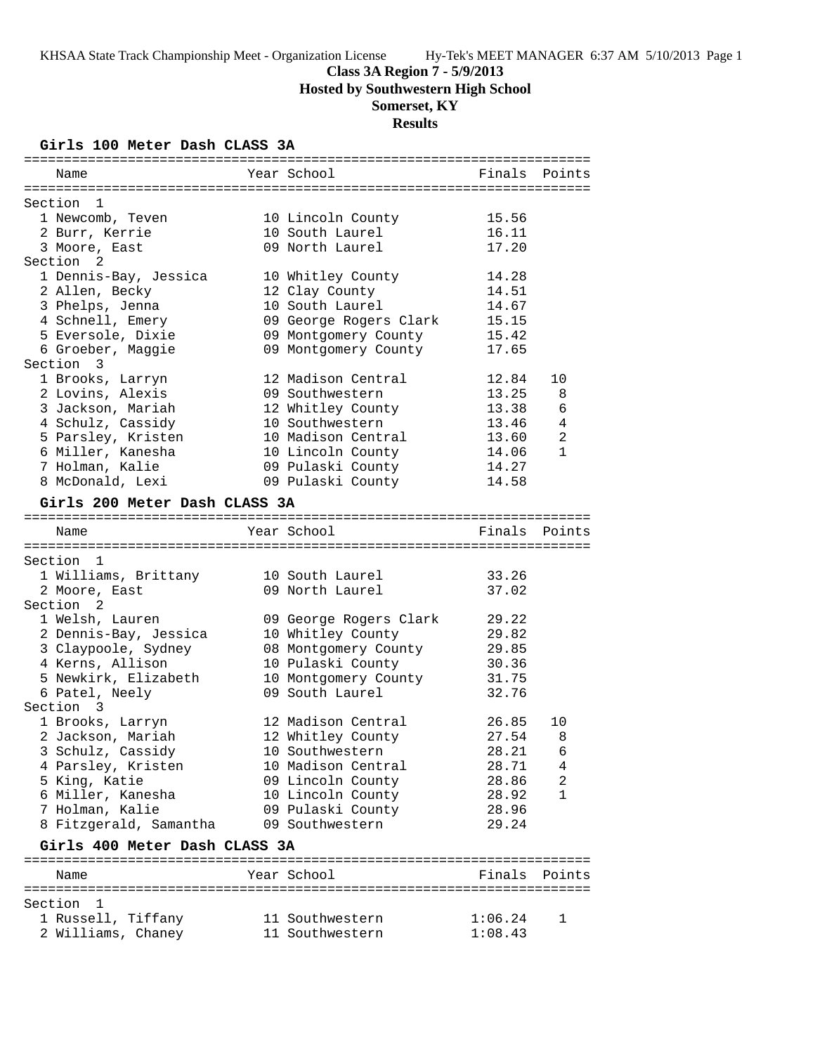# Class 3A Region 7 - 5/9/2013

## Hosted by Southwestern High School

## Somerset, KY

## Results

### Girls 100 Meter Dash CLASS 3A

| Name | Year | School | Finals | Points |
|---|---|---|---|---|
| **Section 1** | | | | |
| 1 Newcomb, Teven | 10 | Lincoln County | 15.56 | |
| 2 Burr, Kerrie | 10 | South Laurel | 16.11 | |
| 3 Moore, East | 09 | North Laurel | 17.20 | |
| **Section 2** | | | | |
| 1 Dennis-Bay, Jessica | 10 | Whitley County | 14.28 | |
| 2 Allen, Becky | 12 | Clay County | 14.51 | |
| 3 Phelps, Jenna | 10 | South Laurel | 14.67 | |
| 4 Schnell, Emery | 09 | George Rogers Clark | 15.15 | |
| 5 Eversole, Dixie | 09 | Montgomery County | 15.42 | |
| 6 Groeber, Maggie | 09 | Montgomery County | 17.65 | |
| **Section 3** | | | | |
| 1 Brooks, Larryn | 12 | Madison Central | 12.84 | 10 |
| 2 Lovins, Alexis | 09 | Southwestern | 13.25 | 8 |
| 3 Jackson, Mariah | 12 | Whitley County | 13.38 | 6 |
| 4 Schulz, Cassidy | 10 | Southwestern | 13.46 | 4 |
| 5 Parsley, Kristen | 10 | Madison Central | 13.60 | 2 |
| 6 Miller, Kanesha | 10 | Lincoln County | 14.06 | 1 |
| 7 Holman, Kalie | 09 | Pulaski County | 14.27 | |
| 8 McDonald, Lexi | 09 | Pulaski County | 14.58 | |

### Girls 200 Meter Dash CLASS 3A

| Name | Year | School | Finals | Points |
|---|---|---|---|---|
| **Section 1** | | | | |
| 1 Williams, Brittany | 10 | South Laurel | 33.26 | |
| 2 Moore, East | 09 | North Laurel | 37.02 | |
| **Section 2** | | | | |
| 1 Welsh, Lauren | 09 | George Rogers Clark | 29.22 | |
| 2 Dennis-Bay, Jessica | 10 | Whitley County | 29.82 | |
| 3 Claypoole, Sydney | 08 | Montgomery County | 29.85 | |
| 4 Kerns, Allison | 10 | Pulaski County | 30.36 | |
| 5 Newkirk, Elizabeth | 10 | Montgomery County | 31.75 | |
| 6 Patel, Neely | 09 | South Laurel | 32.76 | |
| **Section 3** | | | | |
| 1 Brooks, Larryn | 12 | Madison Central | 26.85 | 10 |
| 2 Jackson, Mariah | 12 | Whitley County | 27.54 | 8 |
| 3 Schulz, Cassidy | 10 | Southwestern | 28.21 | 6 |
| 4 Parsley, Kristen | 10 | Madison Central | 28.71 | 4 |
| 5 King, Katie | 09 | Lincoln County | 28.86 | 2 |
| 6 Miller, Kanesha | 10 | Lincoln County | 28.92 | 1 |
| 7 Holman, Kalie | 09 | Pulaski County | 28.96 | |
| 8 Fitzgerald, Samantha | 09 | Southwestern | 29.24 | |

### Girls 400 Meter Dash CLASS 3A

| Name | Year | School | Finals | Points |
|---|---|---|---|---|
| **Section 1** | | | | |
| 1 Russell, Tiffany | 11 | Southwestern | 1:06.24 | 1 |
| 2 Williams, Chaney | 11 | Southwestern | 1:08.43 | |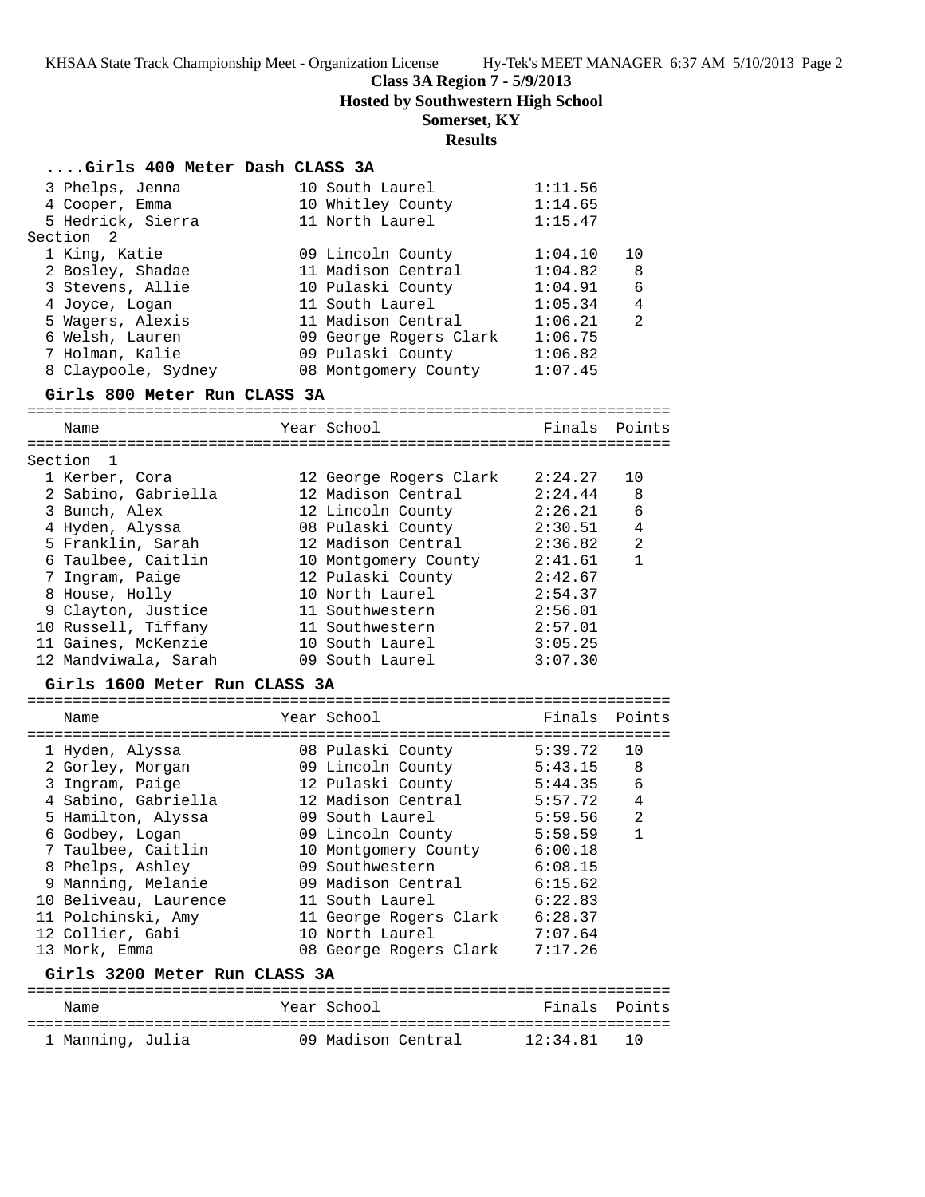**Class 3A Region 7 - 5/9/2013**
**Hosted by Southwestern High School**
**Somerset, KY**
**Results**

### ....Girls 400 Meter Dash CLASS 3A

| Name | Year | School | Finals | Points |
|---|---|---|---|---|
| 3 Phelps, Jenna | 10 | South Laurel | 1:11.56 | |
| 4 Cooper, Emma | 10 | Whitley County | 1:14.65 | |
| 5 Hedrick, Sierra | 11 | North Laurel | 1:15.47 | |
| **Section 2** | | | | |
| 1 King, Katie | 09 | Lincoln County | 1:04.10 | 10 |
| 2 Bosley, Shadae | 11 | Madison Central | 1:04.82 | 8 |
| 3 Stevens, Allie | 10 | Pulaski County | 1:04.91 | 6 |
| 4 Joyce, Logan | 11 | South Laurel | 1:05.34 | 4 |
| 5 Wagers, Alexis | 11 | Madison Central | 1:06.21 | 2 |
| 6 Welsh, Lauren | 09 | George Rogers Clark | 1:06.75 | |
| 7 Holman, Kalie | 09 | Pulaski County | 1:06.82 | |
| 8 Claypoole, Sydney | 08 | Montgomery County | 1:07.45 | |

### Girls 800 Meter Run CLASS 3A

| Name | Year | School | Finals | Points |
|---|---|---|---|---|
| **Section 1** | | | | |
| 1 Kerber, Cora | 12 | George Rogers Clark | 2:24.27 | 10 |
| 2 Sabino, Gabriella | 12 | Madison Central | 2:24.44 | 8 |
| 3 Bunch, Alex | 12 | Lincoln County | 2:26.21 | 6 |
| 4 Hyden, Alyssa | 08 | Pulaski County | 2:30.51 | 4 |
| 5 Franklin, Sarah | 12 | Madison Central | 2:36.82 | 2 |
| 6 Taulbee, Caitlin | 10 | Montgomery County | 2:41.61 | 1 |
| 7 Ingram, Paige | 12 | Pulaski County | 2:42.67 | |
| 8 House, Holly | 10 | North Laurel | 2:54.37 | |
| 9 Clayton, Justice | 11 | Southwestern | 2:56.01 | |
| 10 Russell, Tiffany | 11 | Southwestern | 2:57.01 | |
| 11 Gaines, McKenzie | 10 | South Laurel | 3:05.25 | |
| 12 Mandviwala, Sarah | 09 | South Laurel | 3:07.30 | |

### Girls 1600 Meter Run CLASS 3A

| Name | Year | School | Finals | Points |
|---|---|---|---|---|
| 1 Hyden, Alyssa | 08 | Pulaski County | 5:39.72 | 10 |
| 2 Gorley, Morgan | 09 | Lincoln County | 5:43.15 | 8 |
| 3 Ingram, Paige | 12 | Pulaski County | 5:44.35 | 6 |
| 4 Sabino, Gabriella | 12 | Madison Central | 5:57.72 | 4 |
| 5 Hamilton, Alyssa | 09 | South Laurel | 5:59.56 | 2 |
| 6 Godbey, Logan | 09 | Lincoln County | 5:59.59 | 1 |
| 7 Taulbee, Caitlin | 10 | Montgomery County | 6:00.18 | |
| 8 Phelps, Ashley | 09 | Southwestern | 6:08.15 | |
| 9 Manning, Melanie | 09 | Madison Central | 6:15.62 | |
| 10 Beliveau, Laurence | 11 | South Laurel | 6:22.83 | |
| 11 Polchinski, Amy | 11 | George Rogers Clark | 6:28.37 | |
| 12 Collier, Gabi | 10 | North Laurel | 7:07.64 | |
| 13 Mork, Emma | 08 | George Rogers Clark | 7:17.26 | |

### Girls 3200 Meter Run CLASS 3A

| Name | Year | School | Finals | Points |
|---|---|---|---|---|
| 1 Manning, Julia | 09 | Madison Central | 12:34.81 | 10 |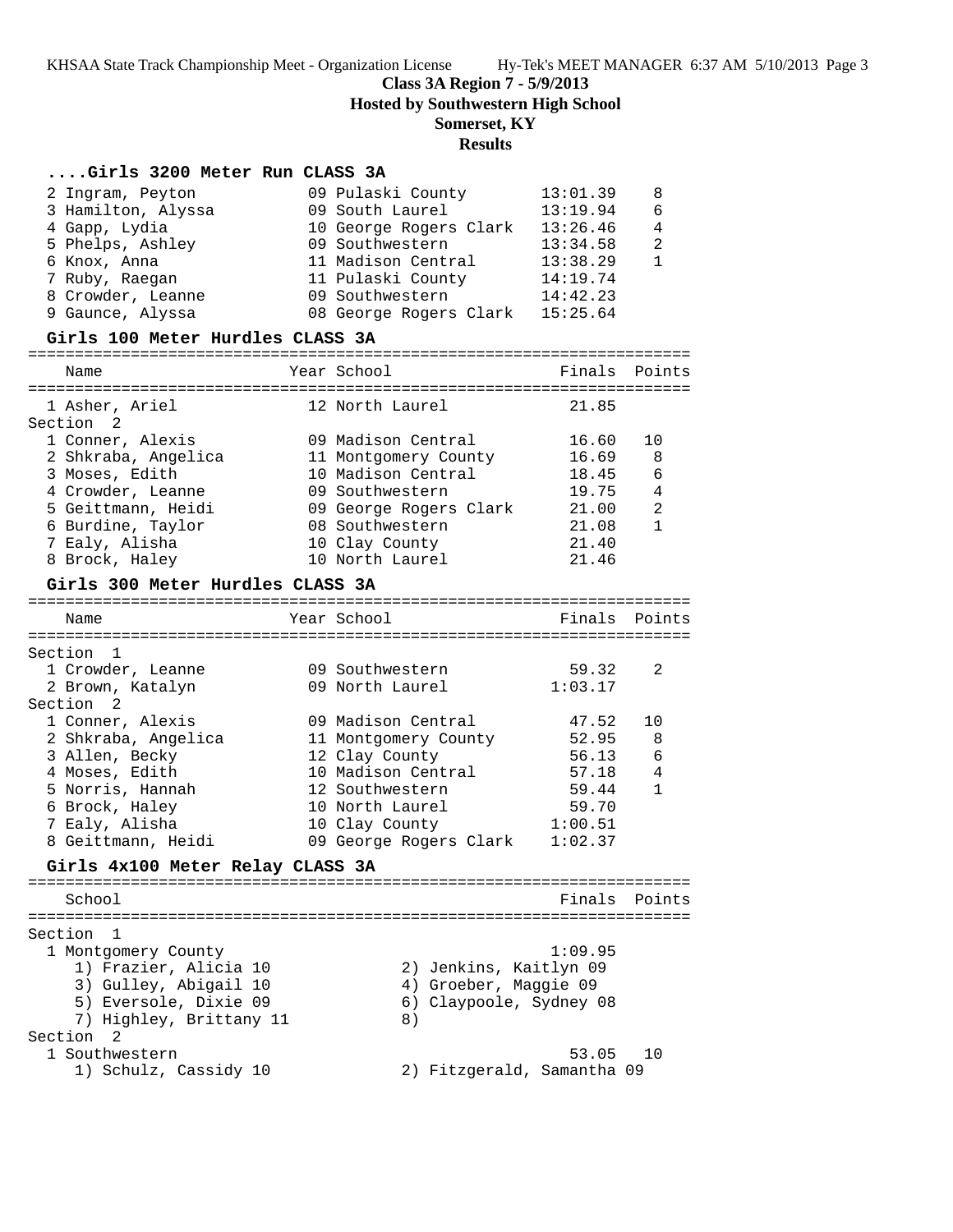# Class 3A Region 7 - 5/9/2013

## Hosted by Southwestern High School

## Somerset, KY

## Results

### ....Girls 3200 Meter Run CLASS 3A

| | Name | Year | School | Finals | Points |
|---|---|---|---|---|---|
| 2 | Ingram, Peyton | 09 | Pulaski County | 13:01.39 | 8 |
| 3 | Hamilton, Alyssa | 09 | South Laurel | 13:19.94 | 6 |
| 4 | Gapp, Lydia | 10 | George Rogers Clark | 13:26.46 | 4 |
| 5 | Phelps, Ashley | 09 | Southwestern | 13:34.58 | 2 |
| 6 | Knox, Anna | 11 | Madison Central | 13:38.29 | 1 |
| 7 | Ruby, Raegan | 11 | Pulaski County | 14:19.74 | |
| 8 | Crowder, Leanne | 09 | Southwestern | 14:42.23 | |
| 9 | Gaunce, Alyssa | 08 | George Rogers Clark | 15:25.64 | |

### Girls 100 Meter Hurdles CLASS 3A

| | Name | Year | School | Finals | Points |
|---|---|---|---|---|---|
| 1 | Asher, Ariel | 12 | North Laurel | 21.85 | |
| **Section 2** | | | | | |
| 1 | Conner, Alexis | 09 | Madison Central | 16.60 | 10 |
| 2 | Shkraba, Angelica | 11 | Montgomery County | 16.69 | 8 |
| 3 | Moses, Edith | 10 | Madison Central | 18.45 | 6 |
| 4 | Crowder, Leanne | 09 | Southwestern | 19.75 | 4 |
| 5 | Geittmann, Heidi | 09 | George Rogers Clark | 21.00 | 2 |
| 6 | Burdine, Taylor | 08 | Southwestern | 21.08 | 1 |
| 7 | Ealy, Alisha | 10 | Clay County | 21.40 | |
| 8 | Brock, Haley | 10 | North Laurel | 21.46 | |

### Girls 300 Meter Hurdles CLASS 3A

| | Name | Year | School | Finals | Points |
|---|---|---|---|---|---|
| **Section 1** | | | | | |
| 1 | Crowder, Leanne | 09 | Southwestern | 59.32 | 2 |
| 2 | Brown, Katalyn | 09 | North Laurel | 1:03.17 | |
| **Section 2** | | | | | |
| 1 | Conner, Alexis | 09 | Madison Central | 47.52 | 10 |
| 2 | Shkraba, Angelica | 11 | Montgomery County | 52.95 | 8 |
| 3 | Allen, Becky | 12 | Clay County | 56.13 | 6 |
| 4 | Moses, Edith | 10 | Madison Central | 57.18 | 4 |
| 5 | Norris, Hannah | 12 | Southwestern | 59.44 | 1 |
| 6 | Brock, Haley | 10 | North Laurel | 59.70 | |
| 7 | Ealy, Alisha | 10 | Clay County | 1:00.51 | |
| 8 | Geittmann, Heidi | 09 | George Rogers Clark | 1:02.37 | |

### Girls 4x100 Meter Relay CLASS 3A

| | School | Finals | Points |
|---|---|---|---|
| **Section 1** | | | |
| 1 | Montgomery County | 1:09.95 | |
| | 1) Frazier, Alicia 10; 2) Jenkins, Kaitlyn 09; 3) Gulley, Abigail 10; 4) Groeber, Maggie 09; 5) Eversole, Dixie 09; 6) Claypoole, Sydney 08; 7) Highley, Brittany 11; 8) | | |
| **Section 2** | | | |
| 1 | Southwestern | 53.05 | 10 |
| | 1) Schulz, Cassidy 10; 2) Fitzgerald, Samantha 09 | | |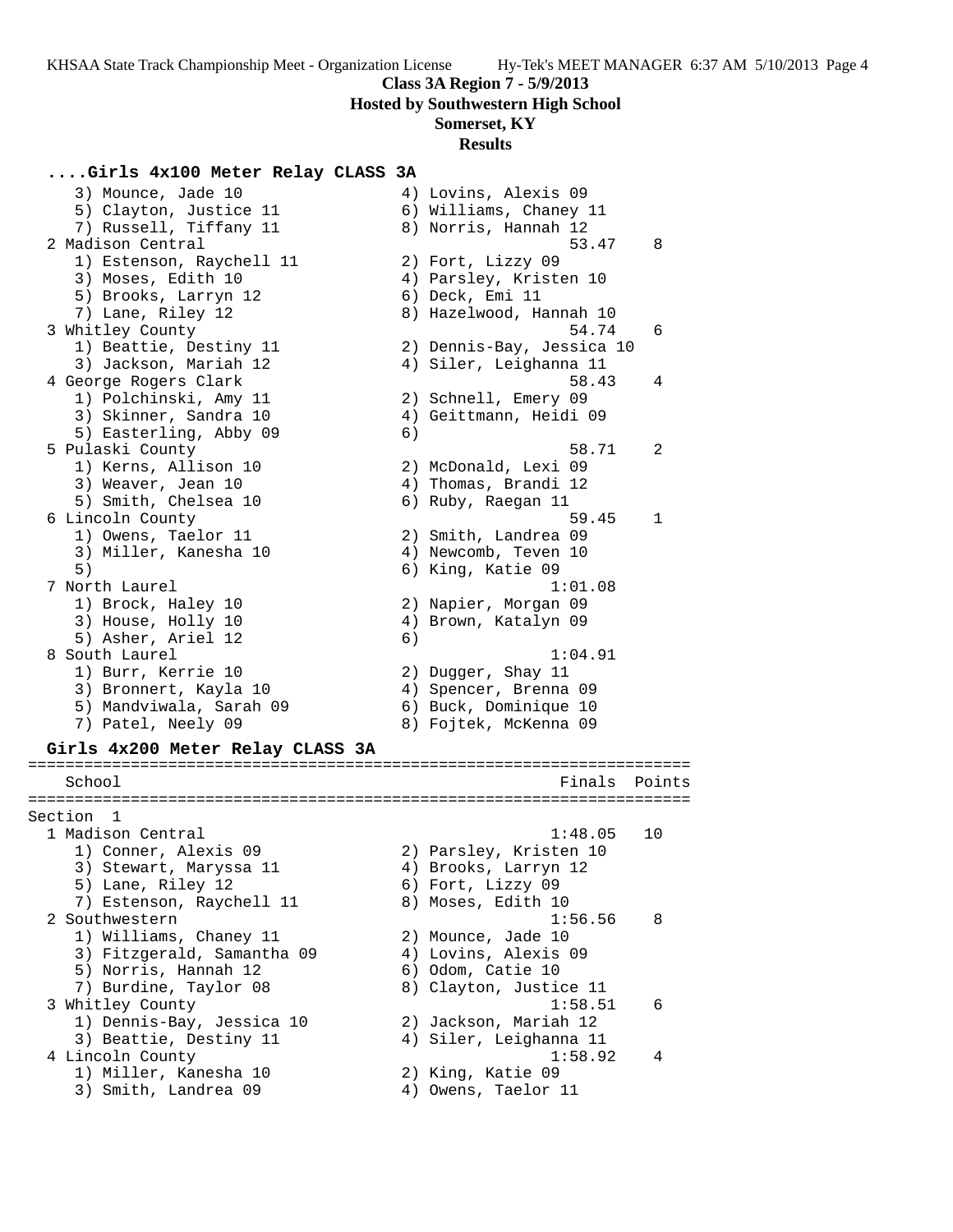**Class 3A Region 7 - 5/9/2013**
**Hosted by Southwestern High School**
**Somerset, KY**
**Results**

### ....Girls 4x100 Meter Relay CLASS 3A

```
    3) Mounce, Jade 10                4) Lovins, Alexis 09
    5) Clayton, Justice 11            6) Williams, Chaney 11
    7) Russell, Tiffany 11            8) Norris, Hannah 12
  2 Madison Central                                53.47    8
    1) Estenson, Raychell 11          2) Fort, Lizzy 09
    3) Moses, Edith 10                4) Parsley, Kristen 10
    5) Brooks, Larryn 12              6) Deck, Emi 11
    7) Lane, Riley 12                 8) Hazelwood, Hannah 10
  3 Whitley County                                 54.74    6
    1) Beattie, Destiny 11            2) Dennis-Bay, Jessica 10
    3) Jackson, Mariah 12             4) Siler, Leighanna 11
  4 George Rogers Clark                            58.43    4
    1) Polchinski, Amy 11             2) Schnell, Emery 09
    3) Skinner, Sandra 10             4) Geittmann, Heidi 09
    5) Easterling, Abby 09            6)
  5 Pulaski County                                 58.71    2
    1) Kerns, Allison 10              2) McDonald, Lexi 09
    3) Weaver, Jean 10                4) Thomas, Brandi 12
    5) Smith, Chelsea 10              6) Ruby, Raegan 11
  6 Lincoln County                                 59.45    1
    1) Owens, Taelor 11               2) Smith, Landrea 09
    3) Miller, Kanesha 10             4) Newcomb, Teven 10
    5)                                6) King, Katie 09
  7 North Laurel                                 1:01.08
    1) Brock, Haley 10                2) Napier, Morgan 09
    3) House, Holly 10                4) Brown, Katalyn 09
    5) Asher, Ariel 12                6)
  8 South Laurel                                 1:04.91
    1) Burr, Kerrie 10                2) Dugger, Shay 11
    3) Bronnert, Kayla 10             4) Spencer, Brenna 09
    5) Mandviwala, Sarah 09           6) Buck, Dominique 10
    7) Patel, Neely 09                8) Fojtek, McKenna 09
```

### Girls 4x200 Meter Relay CLASS 3A

```
=======================================================================
    School                                          Finals  Points
=======================================================================
Section  1
  1 Madison Central                              1:48.05   10
    1) Conner, Alexis 09              2) Parsley, Kristen 10
    3) Stewart, Maryssa 11            4) Brooks, Larryn 12
    5) Lane, Riley 12                 6) Fort, Lizzy 09
    7) Estenson, Raychell 11          8) Moses, Edith 10
  2 Southwestern                                 1:56.56    8
    1) Williams, Chaney 11            2) Mounce, Jade 10
    3) Fitzgerald, Samantha 09        4) Lovins, Alexis 09
    5) Norris, Hannah 12              6) Odom, Catie 10
    7) Burdine, Taylor 08             8) Clayton, Justice 11
  3 Whitley County                               1:58.51    6
    1) Dennis-Bay, Jessica 10         2) Jackson, Mariah 12
    3) Beattie, Destiny 11            4) Siler, Leighanna 11
  4 Lincoln County                               1:58.92    4
    1) Miller, Kanesha 10             2) King, Katie 09
    3) Smith, Landrea 09              4) Owens, Taelor 11
```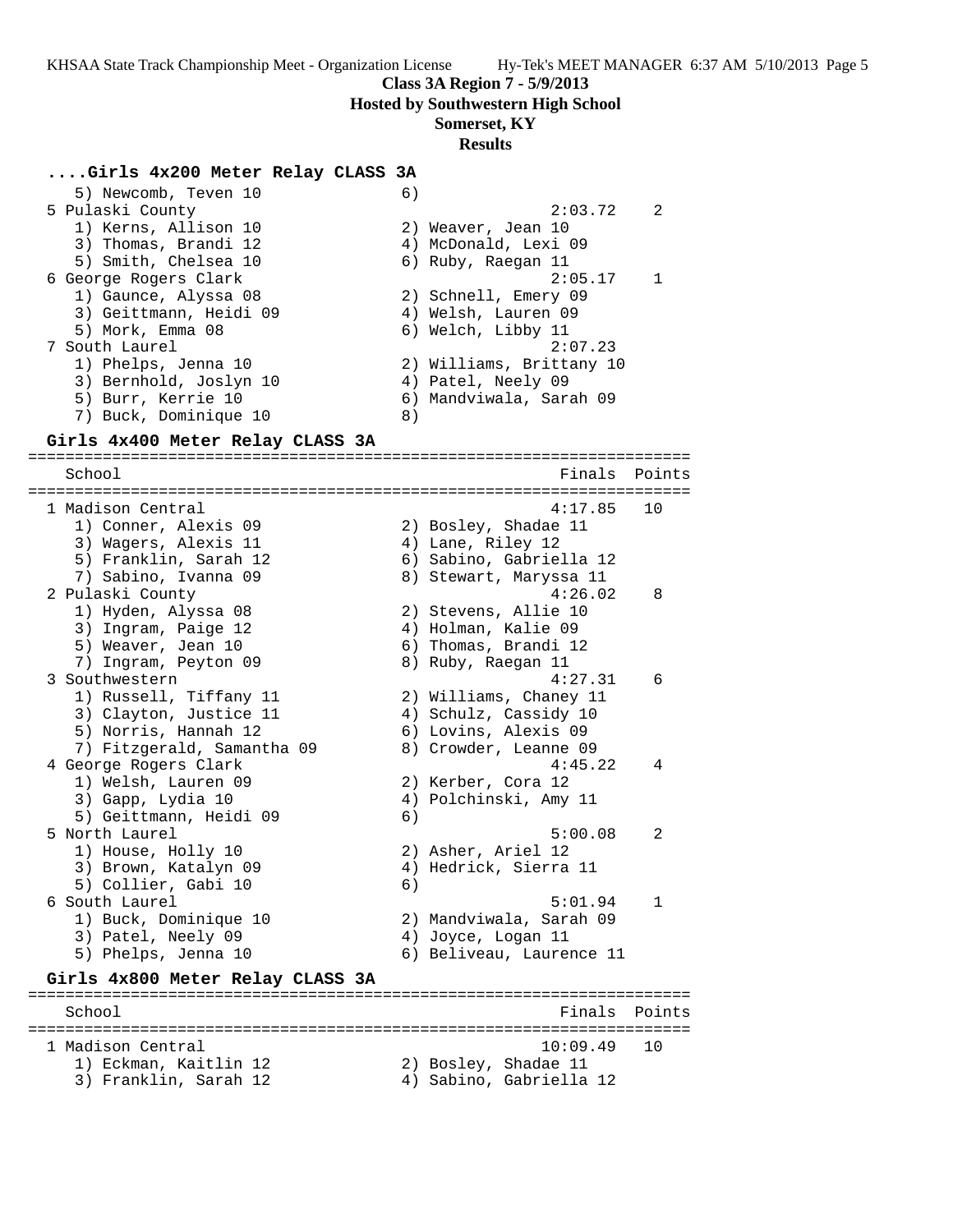**Class 3A Region 7 - 5/9/2013**

**Hosted by Southwestern High School**

**Somerset, KY**

**Results**

### ....Girls 4x200 Meter Relay CLASS 3A

```
    5) Newcomb, Teven 10              6)
 5 Pulaski County                                    2:03.72    2
    1) Kerns, Allison 10              2) Weaver, Jean 10
    3) Thomas, Brandi 12              4) McDonald, Lexi 09
    5) Smith, Chelsea 10              6) Ruby, Raegan 11
 6 George Rogers Clark                               2:05.17    1
    1) Gaunce, Alyssa 08              2) Schnell, Emery 09
    3) Geittmann, Heidi 09            4) Welsh, Lauren 09
    5) Mork, Emma 08                  6) Welch, Libby 11
 7 South Laurel                                      2:07.23
    1) Phelps, Jenna 10               2) Williams, Brittany 10
    3) Bernhold, Joslyn 10            4) Patel, Neely 09
    5) Burr, Kerrie 10                6) Mandviwala, Sarah 09
    7) Buck, Dominique 10             8)
```

### Girls 4x400 Meter Relay CLASS 3A

```
=======================================================================
    School                                            Finals  Points
=======================================================================
 1 Madison Central                                   4:17.85   10
    1) Conner, Alexis 09              2) Bosley, Shadae 11
    3) Wagers, Alexis 11              4) Lane, Riley 12
    5) Franklin, Sarah 12             6) Sabino, Gabriella 12
    7) Sabino, Ivanna 09              8) Stewart, Maryssa 11
 2 Pulaski County                                    4:26.02    8
    1) Hyden, Alyssa 08               2) Stevens, Allie 10
    3) Ingram, Paige 12               4) Holman, Kalie 09
    5) Weaver, Jean 10                6) Thomas, Brandi 12
    7) Ingram, Peyton 09              8) Ruby, Raegan 11
 3 Southwestern                                      4:27.31    6
    1) Russell, Tiffany 11            2) Williams, Chaney 11
    3) Clayton, Justice 11            4) Schulz, Cassidy 10
    5) Norris, Hannah 12              6) Lovins, Alexis 09
    7) Fitzgerald, Samantha 09        8) Crowder, Leanne 09
 4 George Rogers Clark                               4:45.22    4
    1) Welsh, Lauren 09               2) Kerber, Cora 12
    3) Gapp, Lydia 10                 4) Polchinski, Amy 11
    5) Geittmann, Heidi 09            6)
 5 North Laurel                                      5:00.08    2
    1) House, Holly 10                2) Asher, Ariel 12
    3) Brown, Katalyn 09              4) Hedrick, Sierra 11
    5) Collier, Gabi 10               6)
 6 South Laurel                                      5:01.94    1
    1) Buck, Dominique 10             2) Mandviwala, Sarah 09
    3) Patel, Neely 09                4) Joyce, Logan 11
    5) Phelps, Jenna 10               6) Beliveau, Laurence 11
```

### Girls 4x800 Meter Relay CLASS 3A

```
=======================================================================
    School                                            Finals  Points
=======================================================================
 1 Madison Central                                  10:09.49   10
    1) Eckman, Kaitlin 12             2) Bosley, Shadae 11
    3) Franklin, Sarah 12             4) Sabino, Gabriella 12
```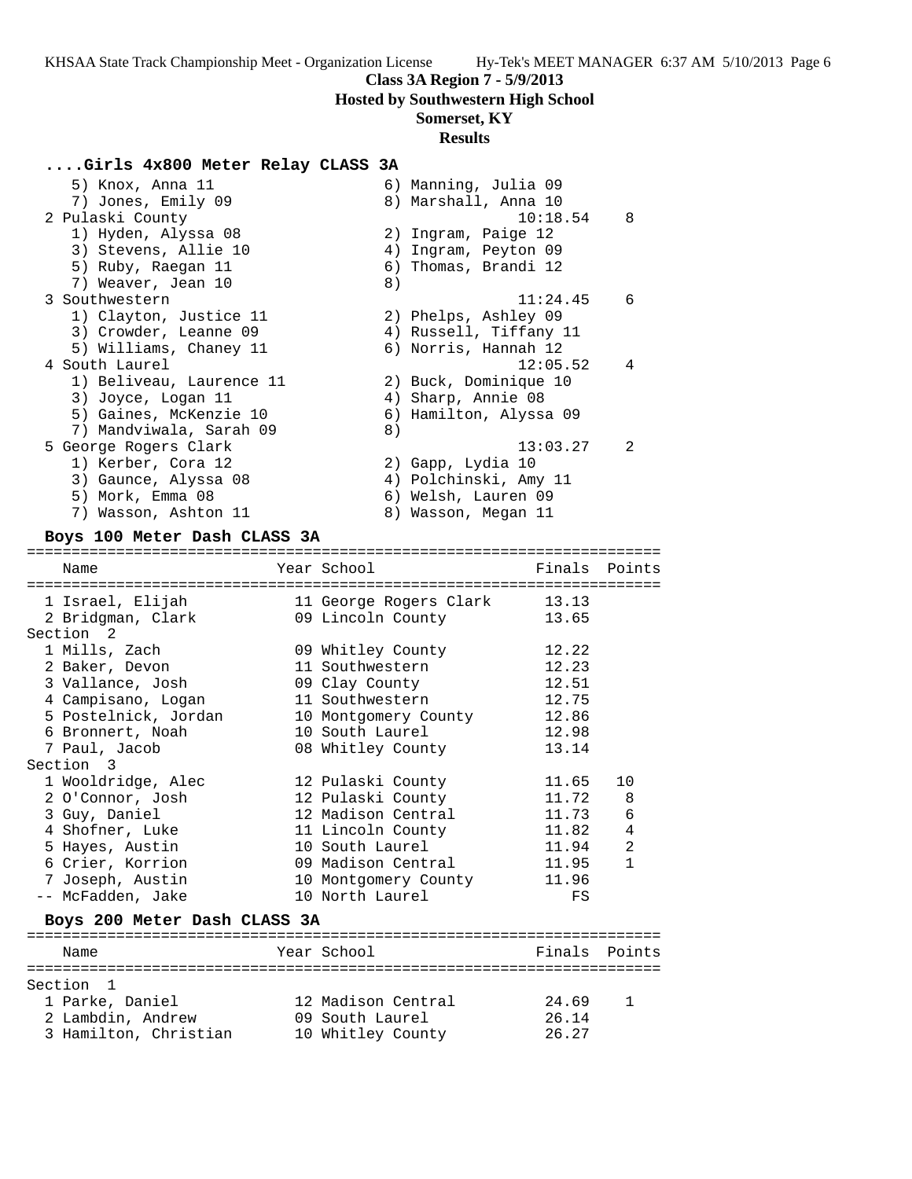**Class 3A Region 7 - 5/9/2013**

**Hosted by Southwestern High School**

**Somerset, KY**

**Results**

### ....Girls 4x800 Meter Relay CLASS 3A

```
    5) Knox, Anna 11                  6) Manning, Julia 09
    7) Jones, Emily 09                8) Marshall, Anna 10
  2 Pulaski County                             10:18.54    8
    1) Hyden, Alyssa 08               2) Ingram, Paige 12
    3) Stevens, Allie 10              4) Ingram, Peyton 09
    5) Ruby, Raegan 11                6) Thomas, Brandi 12
    7) Weaver, Jean 10                8)
  3 Southwestern                               11:24.45    6
    1) Clayton, Justice 11            2) Phelps, Ashley 09
    3) Crowder, Leanne 09             4) Russell, Tiffany 11
    5) Williams, Chaney 11            6) Norris, Hannah 12
  4 South Laurel                               12:05.52    4
    1) Beliveau, Laurence 11          2) Buck, Dominique 10
    3) Joyce, Logan 11                4) Sharp, Annie 08
    5) Gaines, McKenzie 10            6) Hamilton, Alyssa 09
    7) Mandviwala, Sarah 09           8)
  5 George Rogers Clark                        13:03.27    2
    1) Kerber, Cora 12                2) Gapp, Lydia 10
    3) Gaunce, Alyssa 08              4) Polchinski, Amy 11
    5) Mork, Emma 08                  6) Welsh, Lauren 09
    7) Wasson, Ashton 11              8) Wasson, Megan 11
```

### Boys 100 Meter Dash CLASS 3A

| | Name | Year | School | Finals | Points |
|---|---|---|---|---|---|
| 1 | Israel, Elijah | 11 | George Rogers Clark | 13.13 | |
| 2 | Bridgman, Clark | 09 | Lincoln County | 13.65 | |
| **Section 2** | | | | | |
| 1 | Mills, Zach | 09 | Whitley County | 12.22 | |
| 2 | Baker, Devon | 11 | Southwestern | 12.23 | |
| 3 | Vallance, Josh | 09 | Clay County | 12.51 | |
| 4 | Campisano, Logan | 11 | Southwestern | 12.75 | |
| 5 | Postelnick, Jordan | 10 | Montgomery County | 12.86 | |
| 6 | Bronnert, Noah | 10 | South Laurel | 12.98 | |
| 7 | Paul, Jacob | 08 | Whitley County | 13.14 | |
| **Section 3** | | | | | |
| 1 | Wooldridge, Alec | 12 | Pulaski County | 11.65 | 10 |
| 2 | O'Connor, Josh | 12 | Pulaski County | 11.72 | 8 |
| 3 | Guy, Daniel | 12 | Madison Central | 11.73 | 6 |
| 4 | Shofner, Luke | 11 | Lincoln County | 11.82 | 4 |
| 5 | Hayes, Austin | 10 | South Laurel | 11.94 | 2 |
| 6 | Crier, Korrion | 09 | Madison Central | 11.95 | 1 |
| 7 | Joseph, Austin | 10 | Montgomery County | 11.96 | |
| -- | McFadden, Jake | 10 | North Laurel | FS | |

### Boys 200 Meter Dash CLASS 3A

| | Name | Year | School | Finals | Points |
|---|---|---|---|---|---|
| **Section 1** | | | | | |
| 1 | Parke, Daniel | 12 | Madison Central | 24.69 | 1 |
| 2 | Lambdin, Andrew | 09 | South Laurel | 26.14 | |
| 3 | Hamilton, Christian | 10 | Whitley County | 26.27 | |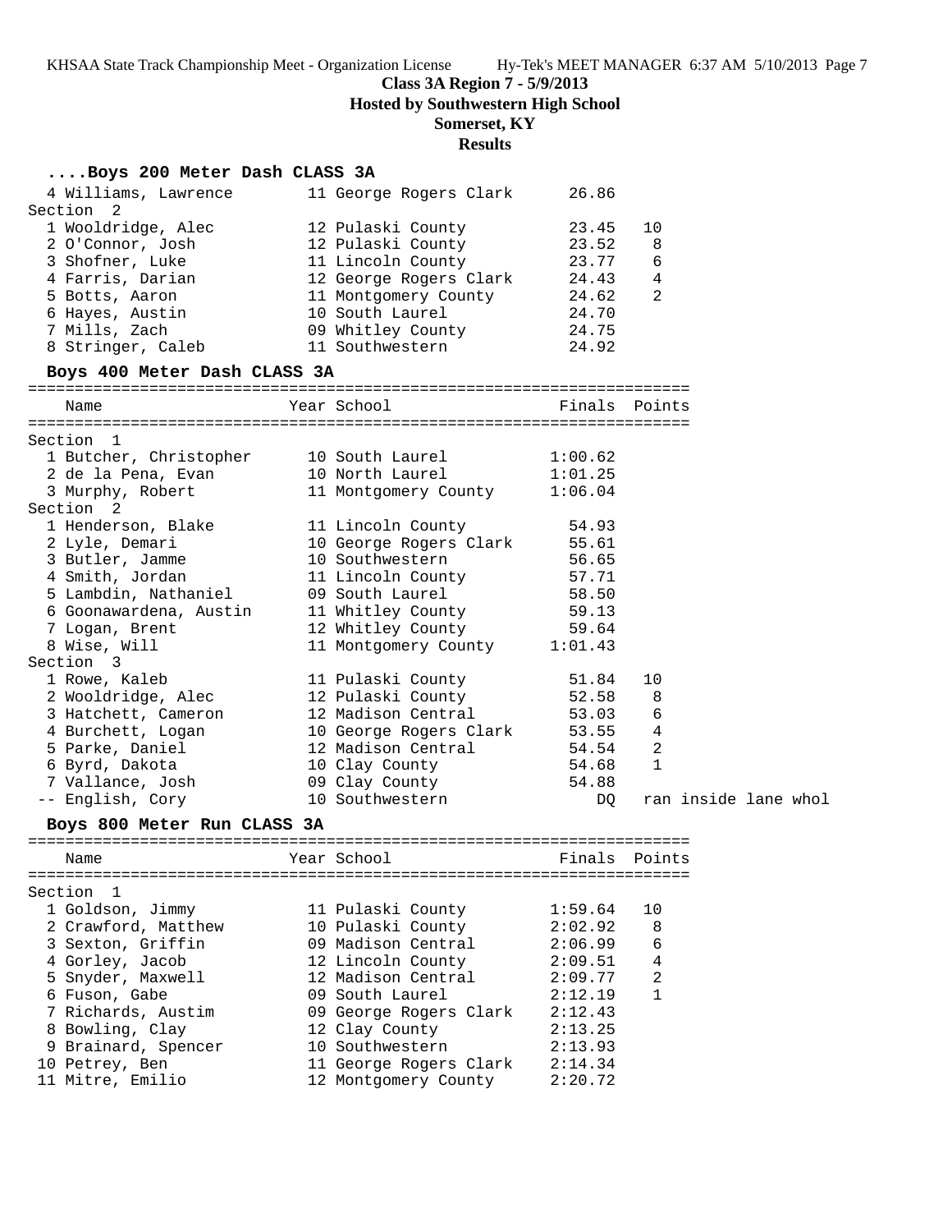# Class 3A Region 7 - 5/9/2013
## Hosted by Southwestern High School
## Somerset, KY
## Results

### ....Boys 200 Meter Dash CLASS 3A

| Place | Name | Year | School | Finals | Points |
|---|---|---|---|---|---|
| 4 | Williams, Lawrence | 11 | George Rogers Clark | 26.86 | |
| **Section 2** | | | | | |
| 1 | Wooldridge, Alec | 12 | Pulaski County | 23.45 | 10 |
| 2 | O'Connor, Josh | 12 | Pulaski County | 23.52 | 8 |
| 3 | Shofner, Luke | 11 | Lincoln County | 23.77 | 6 |
| 4 | Farris, Darian | 12 | George Rogers Clark | 24.43 | 4 |
| 5 | Botts, Aaron | 11 | Montgomery County | 24.62 | 2 |
| 6 | Hayes, Austin | 10 | South Laurel | 24.70 | |
| 7 | Mills, Zach | 09 | Whitley County | 24.75 | |
| 8 | Stringer, Caleb | 11 | Southwestern | 24.92 | |

### Boys 400 Meter Dash CLASS 3A

| Place | Name | Year | School | Finals | Points |
|---|---|---|---|---|---|
| **Section 1** | | | | | |
| 1 | Butcher, Christopher | 10 | South Laurel | 1:00.62 | |
| 2 | de la Pena, Evan | 10 | North Laurel | 1:01.25 | |
| 3 | Murphy, Robert | 11 | Montgomery County | 1:06.04 | |
| **Section 2** | | | | | |
| 1 | Henderson, Blake | 11 | Lincoln County | 54.93 | |
| 2 | Lyle, Demari | 10 | George Rogers Clark | 55.61 | |
| 3 | Butler, Jamme | 10 | Southwestern | 56.65 | |
| 4 | Smith, Jordan | 11 | Lincoln County | 57.71 | |
| 5 | Lambdin, Nathaniel | 09 | South Laurel | 58.50 | |
| 6 | Goonawardena, Austin | 11 | Whitley County | 59.13 | |
| 7 | Logan, Brent | 12 | Whitley County | 59.64 | |
| 8 | Wise, Will | 11 | Montgomery County | 1:01.43 | |
| **Section 3** | | | | | |
| 1 | Rowe, Kaleb | 11 | Pulaski County | 51.84 | 10 |
| 2 | Wooldridge, Alec | 12 | Pulaski County | 52.58 | 8 |
| 3 | Hatchett, Cameron | 12 | Madison Central | 53.03 | 6 |
| 4 | Burchett, Logan | 10 | George Rogers Clark | 53.55 | 4 |
| 5 | Parke, Daniel | 12 | Madison Central | 54.54 | 2 |
| 6 | Byrd, Dakota | 10 | Clay County | 54.68 | 1 |
| 7 | Vallance, Josh | 09 | Clay County | 54.88 | |
| -- | English, Cory | 10 | Southwestern | DQ | ran inside lane whol |

### Boys 800 Meter Run CLASS 3A

| Place | Name | Year | School | Finals | Points |
|---|---|---|---|---|---|
| **Section 1** | | | | | |
| 1 | Goldson, Jimmy | 11 | Pulaski County | 1:59.64 | 10 |
| 2 | Crawford, Matthew | 10 | Pulaski County | 2:02.92 | 8 |
| 3 | Sexton, Griffin | 09 | Madison Central | 2:06.99 | 6 |
| 4 | Gorley, Jacob | 12 | Lincoln County | 2:09.51 | 4 |
| 5 | Snyder, Maxwell | 12 | Madison Central | 2:09.77 | 2 |
| 6 | Fuson, Gabe | 09 | South Laurel | 2:12.19 | 1 |
| 7 | Richards, Austim | 09 | George Rogers Clark | 2:12.43 | |
| 8 | Bowling, Clay | 12 | Clay County | 2:13.25 | |
| 9 | Brainard, Spencer | 10 | Southwestern | 2:13.93 | |
| 10 | Petrey, Ben | 11 | George Rogers Clark | 2:14.34 | |
| 11 | Mitre, Emilio | 12 | Montgomery County | 2:20.72 | |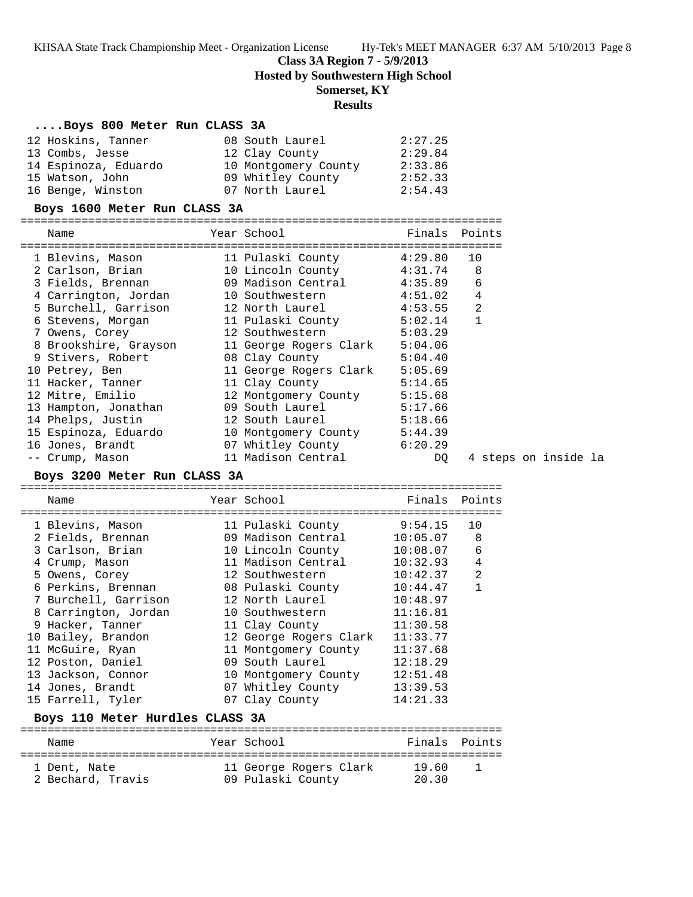**Class 3A Region 7 - 5/9/2013**
**Hosted by Southwestern High School**
**Somerset, KY**
**Results**

### ....Boys 800 Meter Run CLASS 3A

| Place | Name | Year | School | Finals |
|---|---|---|---|---|
| 12 | Hoskins, Tanner | 08 | South Laurel | 2:27.25 |
| 13 | Combs, Jesse | 12 | Clay County | 2:29.84 |
| 14 | Espinoza, Eduardo | 10 | Montgomery County | 2:33.86 |
| 15 | Watson, John | 09 | Whitley County | 2:52.33 |
| 16 | Benge, Winston | 07 | North Laurel | 2:54.43 |

### Boys 1600 Meter Run CLASS 3A

| Place | Name | Year | School | Finals | Points |
|---|---|---|---|---|---|
| 1 | Blevins, Mason | 11 | Pulaski County | 4:29.80 | 10 |
| 2 | Carlson, Brian | 10 | Lincoln County | 4:31.74 | 8 |
| 3 | Fields, Brennan | 09 | Madison Central | 4:35.89 | 6 |
| 4 | Carrington, Jordan | 10 | Southwestern | 4:51.02 | 4 |
| 5 | Burchell, Garrison | 12 | North Laurel | 4:53.55 | 2 |
| 6 | Stevens, Morgan | 11 | Pulaski County | 5:02.14 | 1 |
| 7 | Owens, Corey | 12 | Southwestern | 5:03.29 | |
| 8 | Brookshire, Grayson | 11 | George Rogers Clark | 5:04.06 | |
| 9 | Stivers, Robert | 08 | Clay County | 5:04.40 | |
| 10 | Petrey, Ben | 11 | George Rogers Clark | 5:05.69 | |
| 11 | Hacker, Tanner | 11 | Clay County | 5:14.65 | |
| 12 | Mitre, Emilio | 12 | Montgomery County | 5:15.68 | |
| 13 | Hampton, Jonathan | 09 | South Laurel | 5:17.66 | |
| 14 | Phelps, Justin | 12 | South Laurel | 5:18.66 | |
| 15 | Espinoza, Eduardo | 10 | Montgomery County | 5:44.39 | |
| 16 | Jones, Brandt | 07 | Whitley County | 6:20.29 | |
| -- | Crump, Mason | 11 | Madison Central | DQ | 4 steps on inside la |

### Boys 3200 Meter Run CLASS 3A

| Place | Name | Year | School | Finals | Points |
|---|---|---|---|---|---|
| 1 | Blevins, Mason | 11 | Pulaski County | 9:54.15 | 10 |
| 2 | Fields, Brennan | 09 | Madison Central | 10:05.07 | 8 |
| 3 | Carlson, Brian | 10 | Lincoln County | 10:08.07 | 6 |
| 4 | Crump, Mason | 11 | Madison Central | 10:32.93 | 4 |
| 5 | Owens, Corey | 12 | Southwestern | 10:42.37 | 2 |
| 6 | Perkins, Brennan | 08 | Pulaski County | 10:44.47 | 1 |
| 7 | Burchell, Garrison | 12 | North Laurel | 10:48.97 | |
| 8 | Carrington, Jordan | 10 | Southwestern | 11:16.81 | |
| 9 | Hacker, Tanner | 11 | Clay County | 11:30.58 | |
| 10 | Bailey, Brandon | 12 | George Rogers Clark | 11:33.77 | |
| 11 | McGuire, Ryan | 11 | Montgomery County | 11:37.68 | |
| 12 | Poston, Daniel | 09 | South Laurel | 12:18.29 | |
| 13 | Jackson, Connor | 10 | Montgomery County | 12:51.48 | |
| 14 | Jones, Brandt | 07 | Whitley County | 13:39.53 | |
| 15 | Farrell, Tyler | 07 | Clay County | 14:21.33 | |

### Boys 110 Meter Hurdles CLASS 3A

| Place | Name | Year | School | Finals | Points |
|---|---|---|---|---|---|
| 1 | Dent, Nate | 11 | George Rogers Clark | 19.60 | 1 |
| 2 | Bechard, Travis | 09 | Pulaski County | 20.30 | |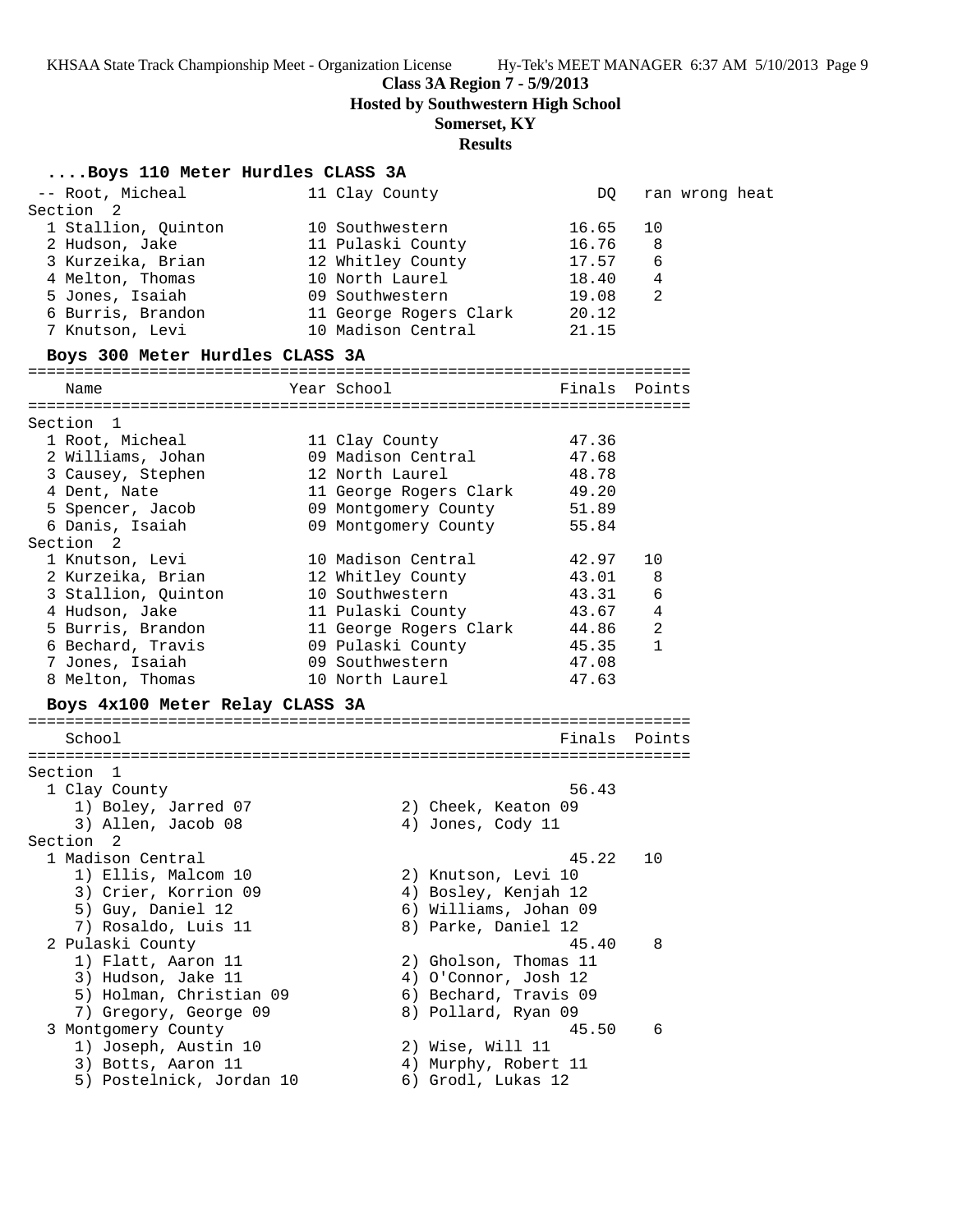**Class 3A Region 7 - 5/9/2013**
**Hosted by Southwestern High School**
**Somerset, KY**
**Results**

### ....Boys 110 Meter Hurdles CLASS 3A

| Place | Name | Year | School | Finals | Points |
|---|---|---|---|---|---|
| -- | Root, Micheal | 11 | Clay County | DQ | ran wrong heat |
| **Section 2** | | | | | |
| 1 | Stallion, Quinton | 10 | Southwestern | 16.65 | 10 |
| 2 | Hudson, Jake | 11 | Pulaski County | 16.76 | 8 |
| 3 | Kurzeika, Brian | 12 | Whitley County | 17.57 | 6 |
| 4 | Melton, Thomas | 10 | North Laurel | 18.40 | 4 |
| 5 | Jones, Isaiah | 09 | Southwestern | 19.08 | 2 |
| 6 | Burris, Brandon | 11 | George Rogers Clark | 20.12 | |
| 7 | Knutson, Levi | 10 | Madison Central | 21.15 | |

### Boys 300 Meter Hurdles CLASS 3A

| Place | Name | Year | School | Finals | Points |
|---|---|---|---|---|---|
| **Section 1** | | | | | |
| 1 | Root, Micheal | 11 | Clay County | 47.36 | |
| 2 | Williams, Johan | 09 | Madison Central | 47.68 | |
| 3 | Causey, Stephen | 12 | North Laurel | 48.78 | |
| 4 | Dent, Nate | 11 | George Rogers Clark | 49.20 | |
| 5 | Spencer, Jacob | 09 | Montgomery County | 51.89 | |
| 6 | Danis, Isaiah | 09 | Montgomery County | 55.84 | |
| **Section 2** | | | | | |
| 1 | Knutson, Levi | 10 | Madison Central | 42.97 | 10 |
| 2 | Kurzeika, Brian | 12 | Whitley County | 43.01 | 8 |
| 3 | Stallion, Quinton | 10 | Southwestern | 43.31 | 6 |
| 4 | Hudson, Jake | 11 | Pulaski County | 43.67 | 4 |
| 5 | Burris, Brandon | 11 | George Rogers Clark | 44.86 | 2 |
| 6 | Bechard, Travis | 09 | Pulaski County | 45.35 | 1 |
| 7 | Jones, Isaiah | 09 | Southwestern | 47.08 | |
| 8 | Melton, Thomas | 10 | North Laurel | 47.63 | |

### Boys 4x100 Meter Relay CLASS 3A

| Place | School | Finals | Points |
|---|---|---|---|
| **Section 1** | | | |
| 1 | Clay County | 56.43 | |
| | 1) Boley, Jarred 07; 2) Cheek, Keaton 09; 3) Allen, Jacob 08; 4) Jones, Cody 11 | | |
| **Section 2** | | | |
| 1 | Madison Central | 45.22 | 10 |
| | 1) Ellis, Malcom 10; 2) Knutson, Levi 10; 3) Crier, Korrion 09; 4) Bosley, Kenjah 12; 5) Guy, Daniel 12; 6) Williams, Johan 09; 7) Rosaldo, Luis 11; 8) Parke, Daniel 12 | | |
| 2 | Pulaski County | 45.40 | 8 |
| | 1) Flatt, Aaron 11; 2) Gholson, Thomas 11; 3) Hudson, Jake 11; 4) O'Connor, Josh 12; 5) Holman, Christian 09; 6) Bechard, Travis 09; 7) Gregory, George 09; 8) Pollard, Ryan 09 | | |
| 3 | Montgomery County | 45.50 | 6 |
| | 1) Joseph, Austin 10; 2) Wise, Will 11; 3) Botts, Aaron 11; 4) Murphy, Robert 11; 5) Postelnick, Jordan 10; 6) Grodl, Lukas 12 | | |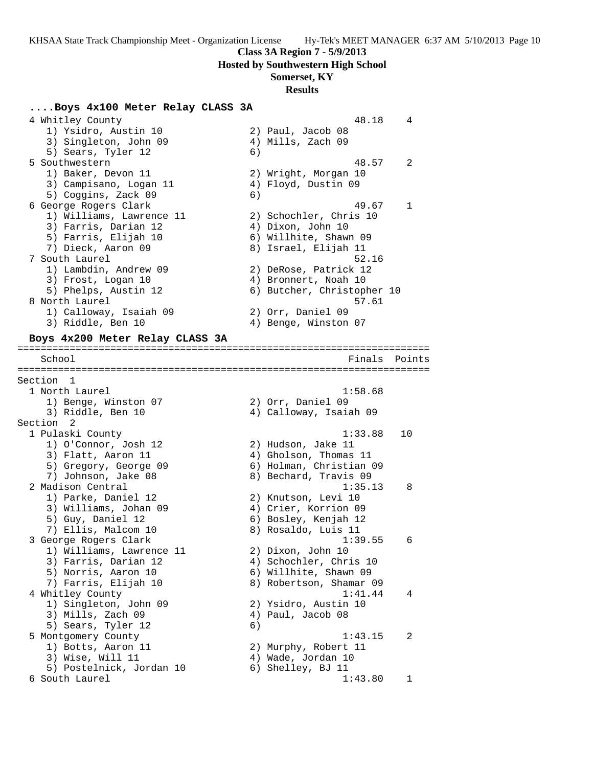**Class 3A Region 7 - 5/9/2013**
**Hosted by Southwestern High School**
**Somerset, KY**
**Results**

### ....Boys 4x100 Meter Relay CLASS 3A

```
  4 Whitley County                                     48.18    4
     1) Ysidro, Austin 10              2) Paul, Jacob 08
     3) Singleton, John 09             4) Mills, Zach 09
     5) Sears, Tyler 12                6)
  5 Southwestern                                       48.57    2
     1) Baker, Devon 11                2) Wright, Morgan 10
     3) Campisano, Logan 11            4) Floyd, Dustin 09
     5) Coggins, Zack 09               6)
  6 George Rogers Clark                                49.67    1
     1) Williams, Lawrence 11          2) Schochler, Chris 10
     3) Farris, Darian 12              4) Dixon, John 10
     5) Farris, Elijah 10              6) Willhite, Shawn 09
     7) Dieck, Aaron 09                8) Israel, Elijah 11
  7 South Laurel                                       52.16
     1) Lambdin, Andrew 09             2) DeRose, Patrick 12
     3) Frost, Logan 10                4) Bronnert, Noah 10
     5) Phelps, Austin 12              6) Butcher, Christopher 10
  8 North Laurel                                       57.61
     1) Calloway, Isaiah 09            2) Orr, Daniel 09
     3) Riddle, Ben 10                 4) Benge, Winston 07
```

### Boys 4x200 Meter Relay CLASS 3A

```
=======================================================================
    School                                            Finals  Points
=======================================================================
Section  1
  1 North Laurel                                     1:58.68
     1) Benge, Winston 07              2) Orr, Daniel 09
     3) Riddle, Ben 10                 4) Calloway, Isaiah 09
Section  2
  1 Pulaski County                                   1:33.88   10
     1) O'Connor, Josh 12              2) Hudson, Jake 11
     3) Flatt, Aaron 11                4) Gholson, Thomas 11
     5) Gregory, George 09             6) Holman, Christian 09
     7) Johnson, Jake 08               8) Bechard, Travis 09
  2 Madison Central                                  1:35.13    8
     1) Parke, Daniel 12               2) Knutson, Levi 10
     3) Williams, Johan 09             4) Crier, Korrion 09
     5) Guy, Daniel 12                 6) Bosley, Kenjah 12
     7) Ellis, Malcom 10               8) Rosaldo, Luis 11
  3 George Rogers Clark                              1:39.55    6
     1) Williams, Lawrence 11          2) Dixon, John 10
     3) Farris, Darian 12              4) Schochler, Chris 10
     5) Norris, Aaron 10               6) Willhite, Shawn 09
     7) Farris, Elijah 10              8) Robertson, Shamar 09
  4 Whitley County                                   1:41.44    4
     1) Singleton, John 09             2) Ysidro, Austin 10
     3) Mills, Zach 09                 4) Paul, Jacob 08
     5) Sears, Tyler 12                6)
  5 Montgomery County                                1:43.15    2
     1) Botts, Aaron 11                2) Murphy, Robert 11
     3) Wise, Will 11                  4) Wade, Jordan 10
     5) Postelnick, Jordan 10          6) Shelley, BJ 11
  6 South Laurel                                     1:43.80    1
```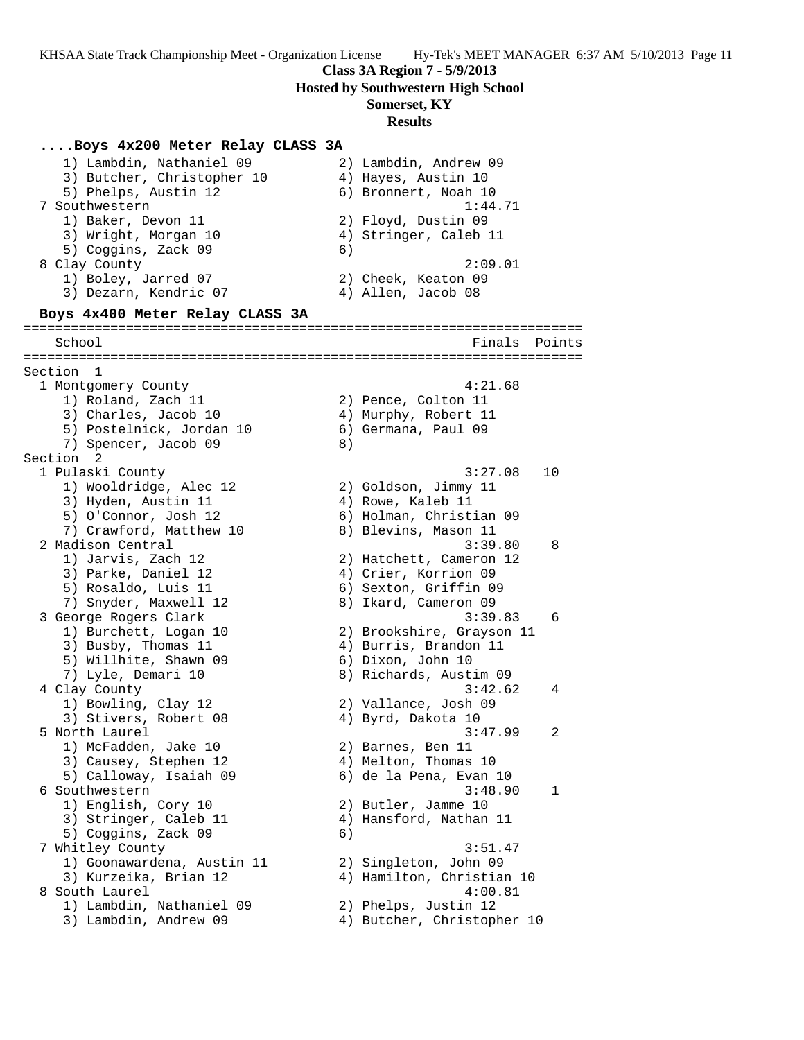**Class 3A Region 7 - 5/9/2013**
**Hosted by Southwestern High School**
**Somerset, KY**
**Results**

### ....Boys 4x200 Meter Relay CLASS 3A

```
    1) Lambdin, Nathaniel 09          2) Lambdin, Andrew 09
    3) Butcher, Christopher 10        4) Hayes, Austin 10
    5) Phelps, Austin 12              6) Bronnert, Noah 10
  7 Southwestern                                1:44.71
    1) Baker, Devon 11                2) Floyd, Dustin 09
    3) Wright, Morgan 10              4) Stringer, Caleb 11
    5) Coggins, Zack 09               6)
  8 Clay County                                 2:09.01
    1) Boley, Jarred 07               2) Cheek, Keaton 09
    3) Dezarn, Kendric 07             4) Allen, Jacob 08
```

### Boys 4x400 Meter Relay CLASS 3A

```
=======================================================================
   School                                            Finals  Points
=======================================================================
Section  1
  1 Montgomery County                               4:21.68
    1) Roland, Zach 11                2) Pence, Colton 11
    3) Charles, Jacob 10              4) Murphy, Robert 11
    5) Postelnick, Jordan 10          6) Germana, Paul 09
    7) Spencer, Jacob 09              8)
Section  2
  1 Pulaski County                                  3:27.08   10
    1) Wooldridge, Alec 12            2) Goldson, Jimmy 11
    3) Hyden, Austin 11               4) Rowe, Kaleb 11
    5) O'Connor, Josh 12              6) Holman, Christian 09
    7) Crawford, Matthew 10           8) Blevins, Mason 11
  2 Madison Central                                 3:39.80    8
    1) Jarvis, Zach 12                2) Hatchett, Cameron 12
    3) Parke, Daniel 12               4) Crier, Korrion 09
    5) Rosaldo, Luis 11               6) Sexton, Griffin 09
    7) Snyder, Maxwell 12             8) Ikard, Cameron 09
  3 George Rogers Clark                             3:39.83    6
    1) Burchett, Logan 10             2) Brookshire, Grayson 11
    3) Busby, Thomas 11               4) Burris, Brandon 11
    5) Willhite, Shawn 09             6) Dixon, John 10
    7) Lyle, Demari 10                8) Richards, Austim 09
  4 Clay County                                     3:42.62    4
    1) Bowling, Clay 12               2) Vallance, Josh 09
    3) Stivers, Robert 08             4) Byrd, Dakota 10
  5 North Laurel                                    3:47.99    2
    1) McFadden, Jake 10              2) Barnes, Ben 11
    3) Causey, Stephen 12             4) Melton, Thomas 10
    5) Calloway, Isaiah 09            6) de la Pena, Evan 10
  6 Southwestern                                    3:48.90    1
    1) English, Cory 10               2) Butler, Jamme 10
    3) Stringer, Caleb 11             4) Hansford, Nathan 11
    5) Coggins, Zack 09               6)
  7 Whitley County                                  3:51.47
    1) Goonawardena, Austin 11        2) Singleton, John 09
    3) Kurzeika, Brian 12             4) Hamilton, Christian 10
  8 South Laurel                                    4:00.81
    1) Lambdin, Nathaniel 09          2) Phelps, Justin 12
    3) Lambdin, Andrew 09             4) Butcher, Christopher 10
```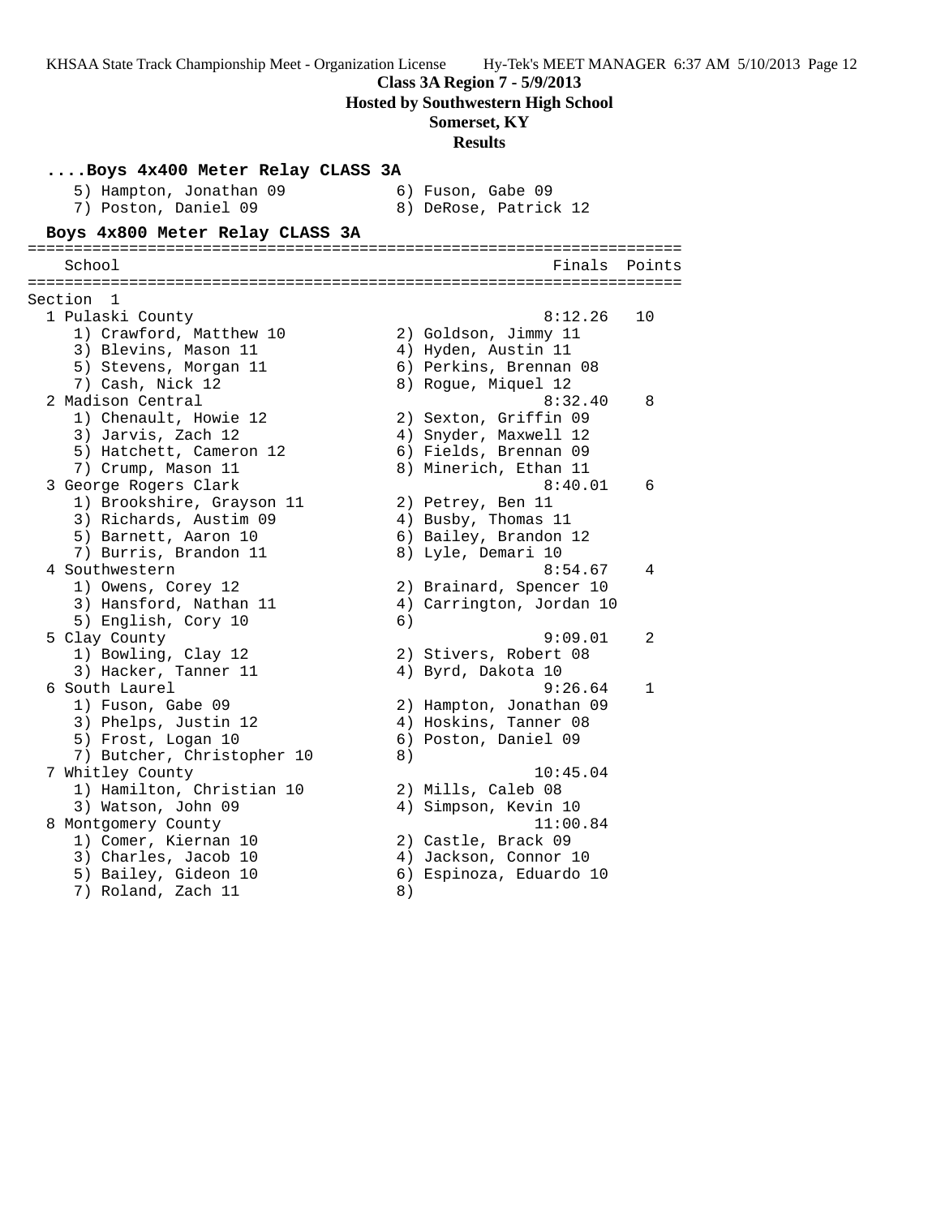**Class 3A Region 7 - 5/9/2013**
**Hosted by Southwestern High School**
**Somerset, KY**
**Results**

### ....Boys 4x400 Meter Relay CLASS 3A

```
    5) Hampton, Jonathan 09          6) Fuson, Gabe 09
    7) Poston, Daniel 09             8) DeRose, Patrick 12
```

### Boys 4x800 Meter Relay CLASS 3A

```
=======================================================================
    School                                               Finals  Points
=======================================================================
Section  1
  1 Pulaski County                                      8:12.26   10
     1) Crawford, Matthew 10          2) Goldson, Jimmy 11
     3) Blevins, Mason 11             4) Hyden, Austin 11
     5) Stevens, Morgan 11            6) Perkins, Brennan 08
     7) Cash, Nick 12                 8) Rogue, Miquel 12
  2 Madison Central                                     8:32.40    8
     1) Chenault, Howie 12            2) Sexton, Griffin 09
     3) Jarvis, Zach 12               4) Snyder, Maxwell 12
     5) Hatchett, Cameron 12          6) Fields, Brennan 09
     7) Crump, Mason 11               8) Minerich, Ethan 11
  3 George Rogers Clark                                 8:40.01    6
     1) Brookshire, Grayson 11        2) Petrey, Ben 11
     3) Richards, Austim 09           4) Busby, Thomas 11
     5) Barnett, Aaron 10             6) Bailey, Brandon 12
     7) Burris, Brandon 11            8) Lyle, Demari 10
  4 Southwestern                                        8:54.67    4
     1) Owens, Corey 12               2) Brainard, Spencer 10
     3) Hansford, Nathan 11           4) Carrington, Jordan 10
     5) English, Cory 10              6)
  5 Clay County                                         9:09.01    2
     1) Bowling, Clay 12              2) Stivers, Robert 08
     3) Hacker, Tanner 11             4) Byrd, Dakota 10
  6 South Laurel                                        9:26.64    1
     1) Fuson, Gabe 09                2) Hampton, Jonathan 09
     3) Phelps, Justin 12             4) Hoskins, Tanner 08
     5) Frost, Logan 10               6) Poston, Daniel 09
     7) Butcher, Christopher 10       8)
  7 Whitley County                                     10:45.04
     1) Hamilton, Christian 10        2) Mills, Caleb 08
     3) Watson, John 09               4) Simpson, Kevin 10
  8 Montgomery County                                  11:00.84
     1) Comer, Kiernan 10             2) Castle, Brack 09
     3) Charles, Jacob 10             4) Jackson, Connor 10
     5) Bailey, Gideon 10             6) Espinoza, Eduardo 10
     7) Roland, Zach 11               8)
```